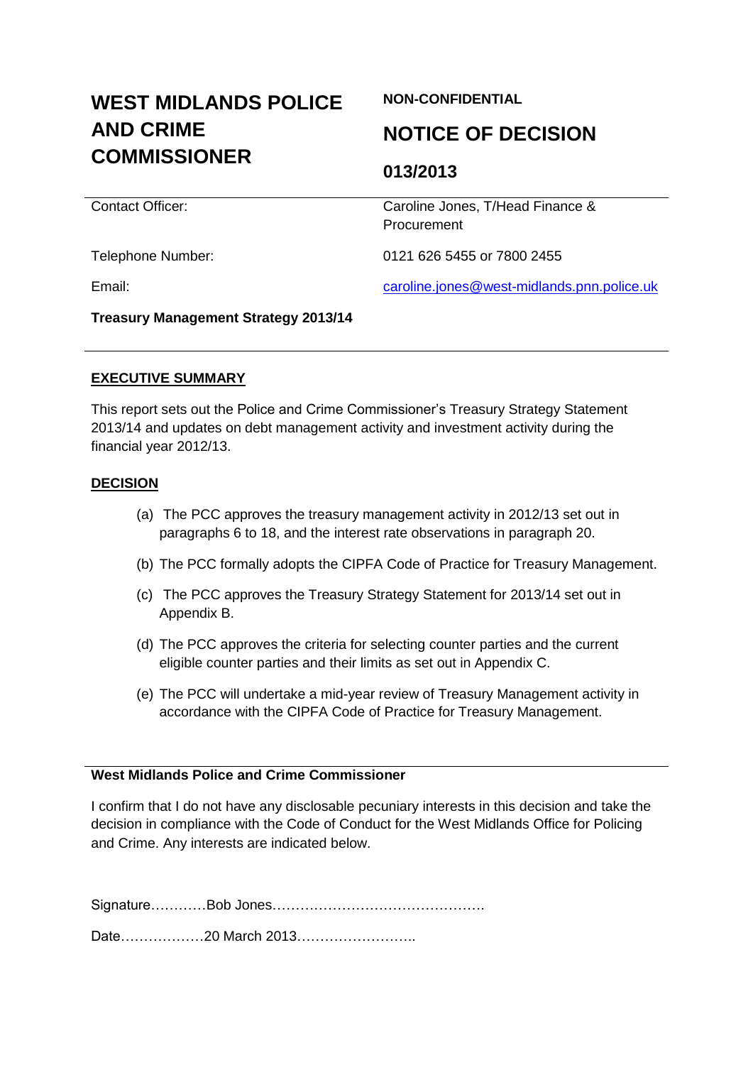# WEST MIDLANDS POLICE AND CRIME COMMISSIONER

**NON-CONFIDENTIAL**

## NOTICE OF DECISION

### 013/2013

| | |
|---|---|
| Contact Officer: | Caroline Jones, T/Head Finance & Procurement |
| Telephone Number: | 0121 626 5455 or 7800 2455 |
| Email: | caroline.jones@west-midlands.pnn.police.uk |

**Treasury Management Strategy 2013/14**

---

**EXECUTIVE SUMMARY**

This report sets out the Police and Crime Commissioner's Treasury Strategy Statement 2013/14 and updates on debt management activity and investment activity during the financial year 2012/13.

**DECISION**

(a) The PCC approves the treasury management activity in 2012/13 set out in paragraphs 6 to 18, and the interest rate observations in paragraph 20.

(b) The PCC formally adopts the CIPFA Code of Practice for Treasury Management.

(c) The PCC approves the Treasury Strategy Statement for 2013/14 set out in Appendix B.

(d) The PCC approves the criteria for selecting counter parties and the current eligible counter parties and their limits as set out in Appendix C.

(e) The PCC will undertake a mid-year review of Treasury Management activity in accordance with the CIPFA Code of Practice for Treasury Management.

---

**West Midlands Police and Crime Commissioner**

I confirm that I do not have any disclosable pecuniary interests in this decision and take the decision in compliance with the Code of Conduct for the West Midlands Office for Policing and Crime. Any interests are indicated below.

Signature…………Bob Jones……………………………………….

Date………………20 March 2013…………………….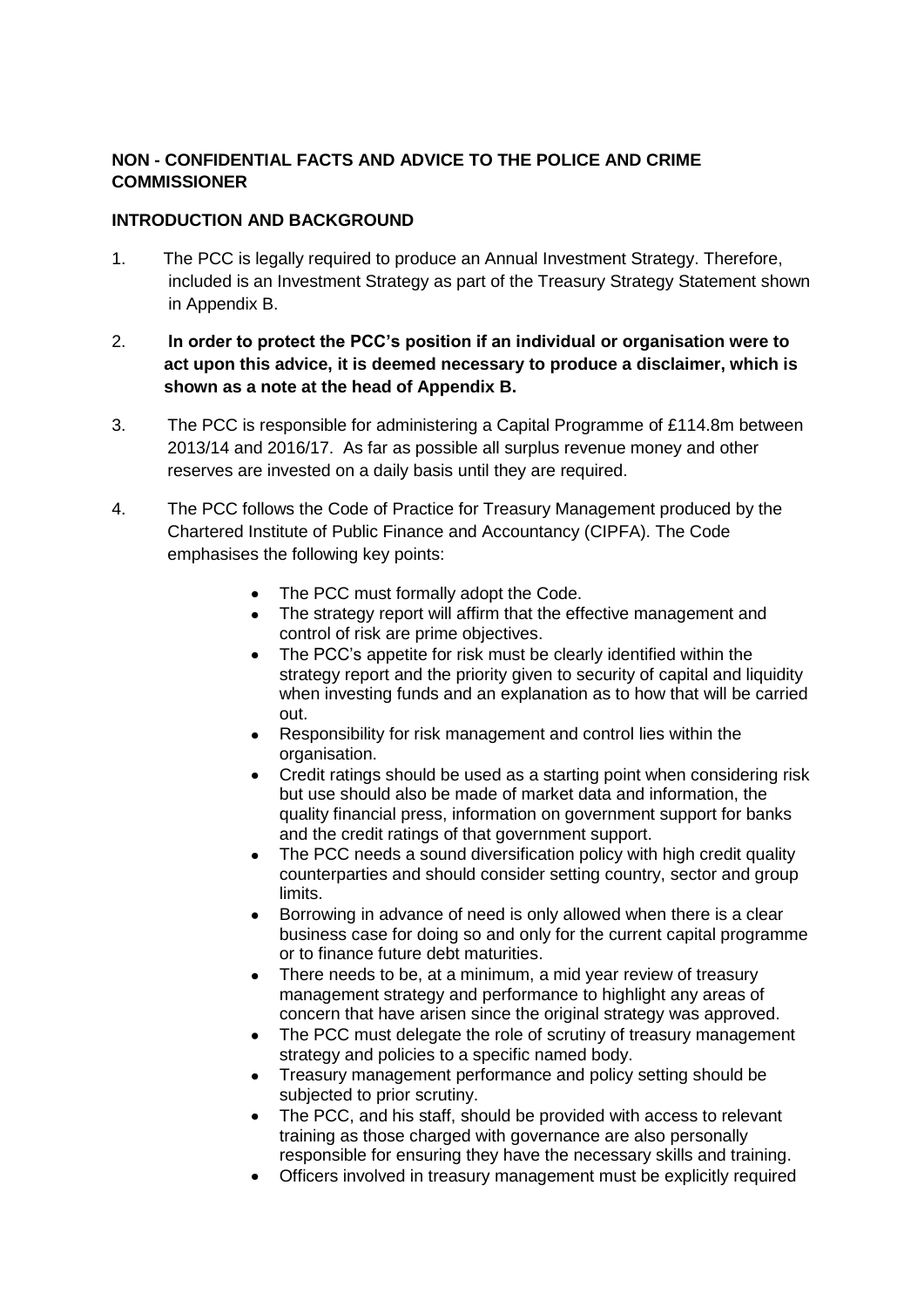**NON - CONFIDENTIAL FACTS AND ADVICE TO THE POLICE AND CRIME COMMISSIONER**

**INTRODUCTION AND BACKGROUND**

1. The PCC is legally required to produce an Annual Investment Strategy. Therefore, included is an Investment Strategy as part of the Treasury Strategy Statement shown in Appendix B.

2. **In order to protect the PCC's position if an individual or organisation were to act upon this advice, it is deemed necessary to produce a disclaimer, which is shown as a note at the head of Appendix B.**

3. The PCC is responsible for administering a Capital Programme of £114.8m between 2013/14 and 2016/17. As far as possible all surplus revenue money and other reserves are invested on a daily basis until they are required.

4. The PCC follows the Code of Practice for Treasury Management produced by the Chartered Institute of Public Finance and Accountancy (CIPFA). The Code emphasises the following key points:

   - The PCC must formally adopt the Code.
   - The strategy report will affirm that the effective management and control of risk are prime objectives.
   - The PCC's appetite for risk must be clearly identified within the strategy report and the priority given to security of capital and liquidity when investing funds and an explanation as to how that will be carried out.
   - Responsibility for risk management and control lies within the organisation.
   - Credit ratings should be used as a starting point when considering risk but use should also be made of market data and information, the quality financial press, information on government support for banks and the credit ratings of that government support.
   - The PCC needs a sound diversification policy with high credit quality counterparties and should consider setting country, sector and group limits.
   - Borrowing in advance of need is only allowed when there is a clear business case for doing so and only for the current capital programme or to finance future debt maturities.
   - There needs to be, at a minimum, a mid year review of treasury management strategy and performance to highlight any areas of concern that have arisen since the original strategy was approved.
   - The PCC must delegate the role of scrutiny of treasury management strategy and policies to a specific named body.
   - Treasury management performance and policy setting should be subjected to prior scrutiny.
   - The PCC, and his staff, should be provided with access to relevant training as those charged with governance are also personally responsible for ensuring they have the necessary skills and training.
   - Officers involved in treasury management must be explicitly required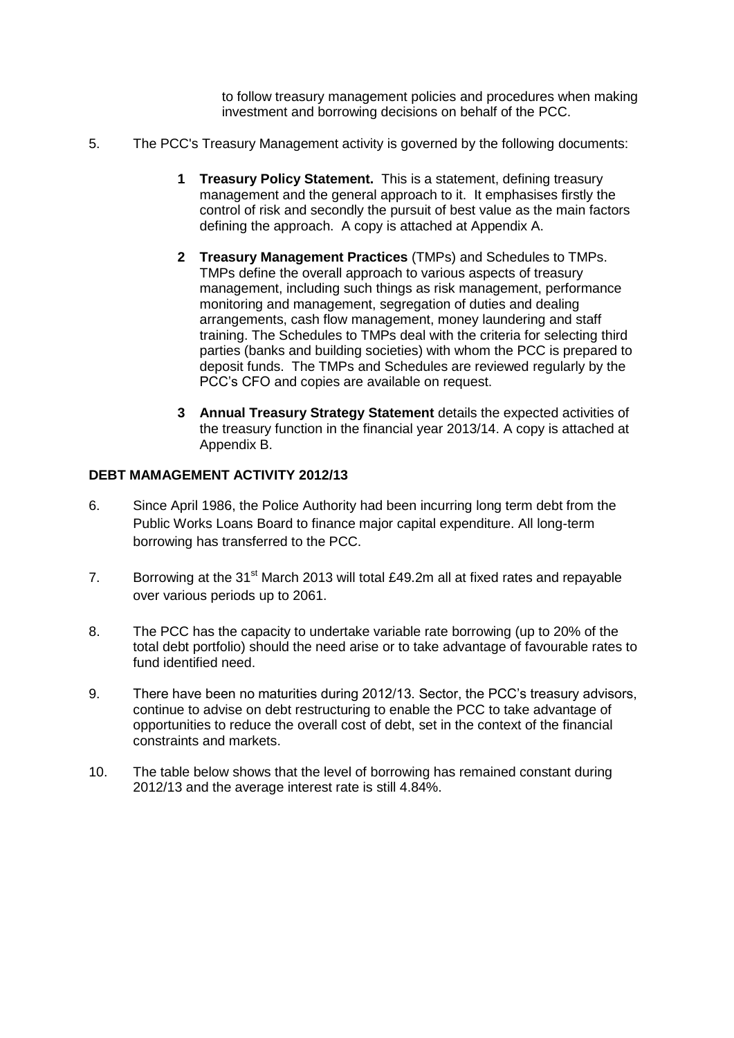to follow treasury management policies and procedures when making investment and borrowing decisions on behalf of the PCC.

5. The PCC's Treasury Management activity is governed by the following documents:

   **1 Treasury Policy Statement.** This is a statement, defining treasury management and the general approach to it. It emphasises firstly the control of risk and secondly the pursuit of best value as the main factors defining the approach. A copy is attached at Appendix A.

   **2 Treasury Management Practices** (TMPs) and Schedules to TMPs. TMPs define the overall approach to various aspects of treasury management, including such things as risk management, performance monitoring and management, segregation of duties and dealing arrangements, cash flow management, money laundering and staff training. The Schedules to TMPs deal with the criteria for selecting third parties (banks and building societies) with whom the PCC is prepared to deposit funds. The TMPs and Schedules are reviewed regularly by the PCC's CFO and copies are available on request.

   **3 Annual Treasury Strategy Statement** details the expected activities of the treasury function in the financial year 2013/14. A copy is attached at Appendix B.

**DEBT MAMAGEMENT ACTIVITY 2012/13**

6. Since April 1986, the Police Authority had been incurring long term debt from the Public Works Loans Board to finance major capital expenditure. All long-term borrowing has transferred to the PCC.

7. Borrowing at the 31st March 2013 will total £49.2m all at fixed rates and repayable over various periods up to 2061.

8. The PCC has the capacity to undertake variable rate borrowing (up to 20% of the total debt portfolio) should the need arise or to take advantage of favourable rates to fund identified need.

9. There have been no maturities during 2012/13. Sector, the PCC's treasury advisors, continue to advise on debt restructuring to enable the PCC to take advantage of opportunities to reduce the overall cost of debt, set in the context of the financial constraints and markets.

10. The table below shows that the level of borrowing has remained constant during 2012/13 and the average interest rate is still 4.84%.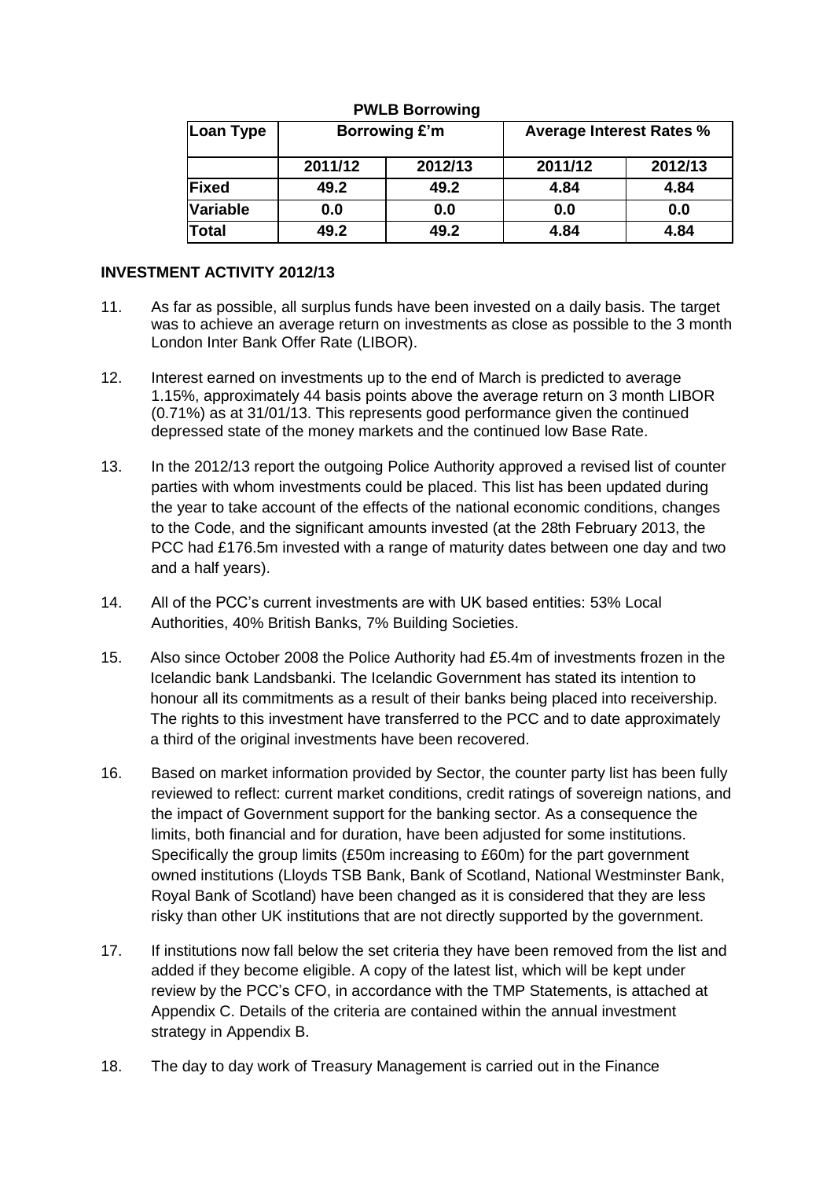**PWLB Borrowing**

| Loan Type | Borrowing £'m | | Average Interest Rates % | |
|---|---|---|---|---|
| | 2011/12 | 2012/13 | 2011/12 | 2012/13 |
| Fixed | 49.2 | 49.2 | 4.84 | 4.84 |
| Variable | 0.0 | 0.0 | 0.0 | 0.0 |
| Total | 49.2 | 49.2 | 4.84 | 4.84 |

**INVESTMENT ACTIVITY 2012/13**

11. As far as possible, all surplus funds have been invested on a daily basis. The target was to achieve an average return on investments as close as possible to the 3 month London Inter Bank Offer Rate (LIBOR).

12. Interest earned on investments up to the end of March is predicted to average 1.15%, approximately 44 basis points above the average return on 3 month LIBOR (0.71%) as at 31/01/13. This represents good performance given the continued depressed state of the money markets and the continued low Base Rate.

13. In the 2012/13 report the outgoing Police Authority approved a revised list of counter parties with whom investments could be placed. This list has been updated during the year to take account of the effects of the national economic conditions, changes to the Code, and the significant amounts invested (at the 28th February 2013, the PCC had £176.5m invested with a range of maturity dates between one day and two and a half years).

14. All of the PCC's current investments are with UK based entities: 53% Local Authorities, 40% British Banks, 7% Building Societies.

15. Also since October 2008 the Police Authority had £5.4m of investments frozen in the Icelandic bank Landsbanki. The Icelandic Government has stated its intention to honour all its commitments as a result of their banks being placed into receivership. The rights to this investment have transferred to the PCC and to date approximately a third of the original investments have been recovered.

16. Based on market information provided by Sector, the counter party list has been fully reviewed to reflect: current market conditions, credit ratings of sovereign nations, and the impact of Government support for the banking sector. As a consequence the limits, both financial and for duration, have been adjusted for some institutions. Specifically the group limits (£50m increasing to £60m) for the part government owned institutions (Lloyds TSB Bank, Bank of Scotland, National Westminster Bank, Royal Bank of Scotland) have been changed as it is considered that they are less risky than other UK institutions that are not directly supported by the government.

17. If institutions now fall below the set criteria they have been removed from the list and added if they become eligible. A copy of the latest list, which will be kept under review by the PCC's CFO, in accordance with the TMP Statements, is attached at Appendix C. Details of the criteria are contained within the annual investment strategy in Appendix B.

18. The day to day work of Treasury Management is carried out in the Finance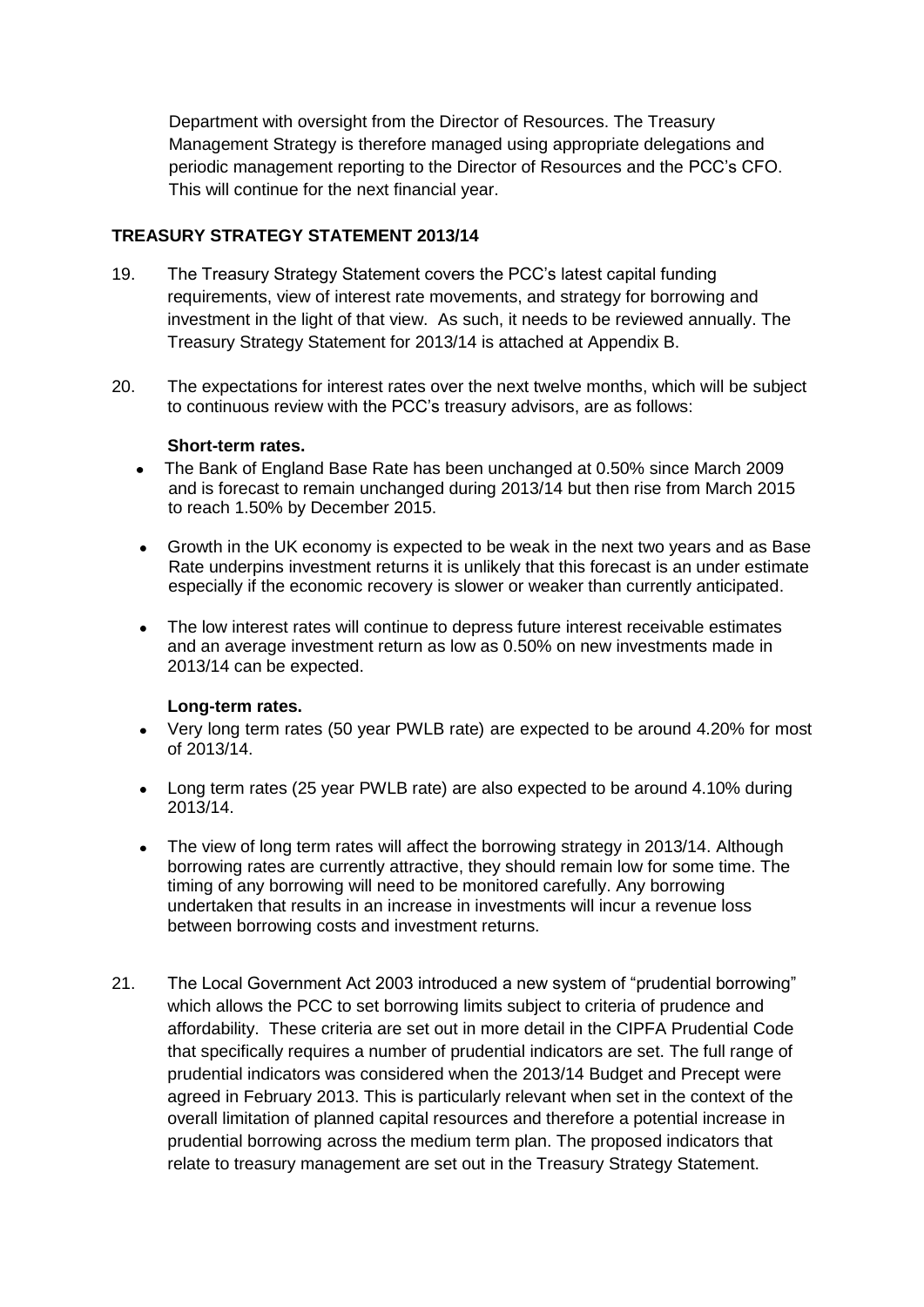Department with oversight from the Director of Resources. The Treasury Management Strategy is therefore managed using appropriate delegations and periodic management reporting to the Director of Resources and the PCC's CFO. This will continue for the next financial year.

## TREASURY STRATEGY STATEMENT 2013/14

19. The Treasury Strategy Statement covers the PCC's latest capital funding requirements, view of interest rate movements, and strategy for borrowing and investment in the light of that view. As such, it needs to be reviewed annually. The Treasury Strategy Statement for 2013/14 is attached at Appendix B.

20. The expectations for interest rates over the next twelve months, which will be subject to continuous review with the PCC's treasury advisors, are as follows:

    **Short-term rates.**

    - The Bank of England Base Rate has been unchanged at 0.50% since March 2009 and is forecast to remain unchanged during 2013/14 but then rise from March 2015 to reach 1.50% by December 2015.
    - Growth in the UK economy is expected to be weak in the next two years and as Base Rate underpins investment returns it is unlikely that this forecast is an under estimate especially if the economic recovery is slower or weaker than currently anticipated.
    - The low interest rates will continue to depress future interest receivable estimates and an average investment return as low as 0.50% on new investments made in 2013/14 can be expected.

    **Long-term rates.**

    - Very long term rates (50 year PWLB rate) are expected to be around 4.20% for most of 2013/14.
    - Long term rates (25 year PWLB rate) are also expected to be around 4.10% during 2013/14.
    - The view of long term rates will affect the borrowing strategy in 2013/14. Although borrowing rates are currently attractive, they should remain low for some time. The timing of any borrowing will need to be monitored carefully. Any borrowing undertaken that results in an increase in investments will incur a revenue loss between borrowing costs and investment returns.

21. The Local Government Act 2003 introduced a new system of "prudential borrowing" which allows the PCC to set borrowing limits subject to criteria of prudence and affordability. These criteria are set out in more detail in the CIPFA Prudential Code that specifically requires a number of prudential indicators are set. The full range of prudential indicators was considered when the 2013/14 Budget and Precept were agreed in February 2013. This is particularly relevant when set in the context of the overall limitation of planned capital resources and therefore a potential increase in prudential borrowing across the medium term plan. The proposed indicators that relate to treasury management are set out in the Treasury Strategy Statement.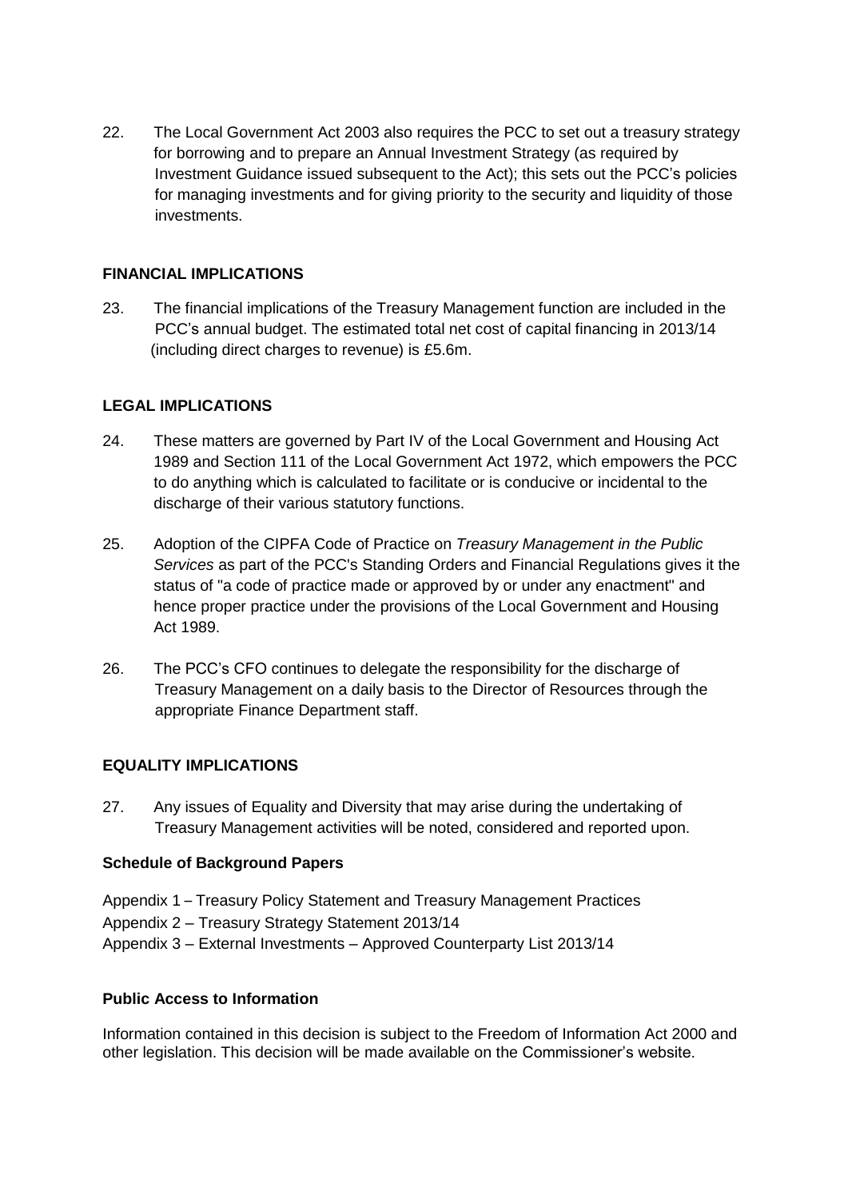22. The Local Government Act 2003 also requires the PCC to set out a treasury strategy for borrowing and to prepare an Annual Investment Strategy (as required by Investment Guidance issued subsequent to the Act); this sets out the PCC's policies for managing investments and for giving priority to the security and liquidity of those investments.

## FINANCIAL IMPLICATIONS

23. The financial implications of the Treasury Management function are included in the PCC's annual budget. The estimated total net cost of capital financing in 2013/14 (including direct charges to revenue) is £5.6m.

## LEGAL IMPLICATIONS

24. These matters are governed by Part IV of the Local Government and Housing Act 1989 and Section 111 of the Local Government Act 1972, which empowers the PCC to do anything which is calculated to facilitate or is conducive or incidental to the discharge of their various statutory functions.

25. Adoption of the CIPFA Code of Practice on *Treasury Management in the Public Services* as part of the PCC's Standing Orders and Financial Regulations gives it the status of "a code of practice made or approved by or under any enactment" and hence proper practice under the provisions of the Local Government and Housing Act 1989.

26. The PCC's CFO continues to delegate the responsibility for the discharge of Treasury Management on a daily basis to the Director of Resources through the appropriate Finance Department staff.

## EQUALITY IMPLICATIONS

27. Any issues of Equality and Diversity that may arise during the undertaking of Treasury Management activities will be noted, considered and reported upon.

### Schedule of Background Papers

Appendix 1 – Treasury Policy Statement and Treasury Management Practices
Appendix 2 – Treasury Strategy Statement 2013/14
Appendix 3 – External Investments – Approved Counterparty List 2013/14

### Public Access to Information

Information contained in this decision is subject to the Freedom of Information Act 2000 and other legislation. This decision will be made available on the Commissioner's website.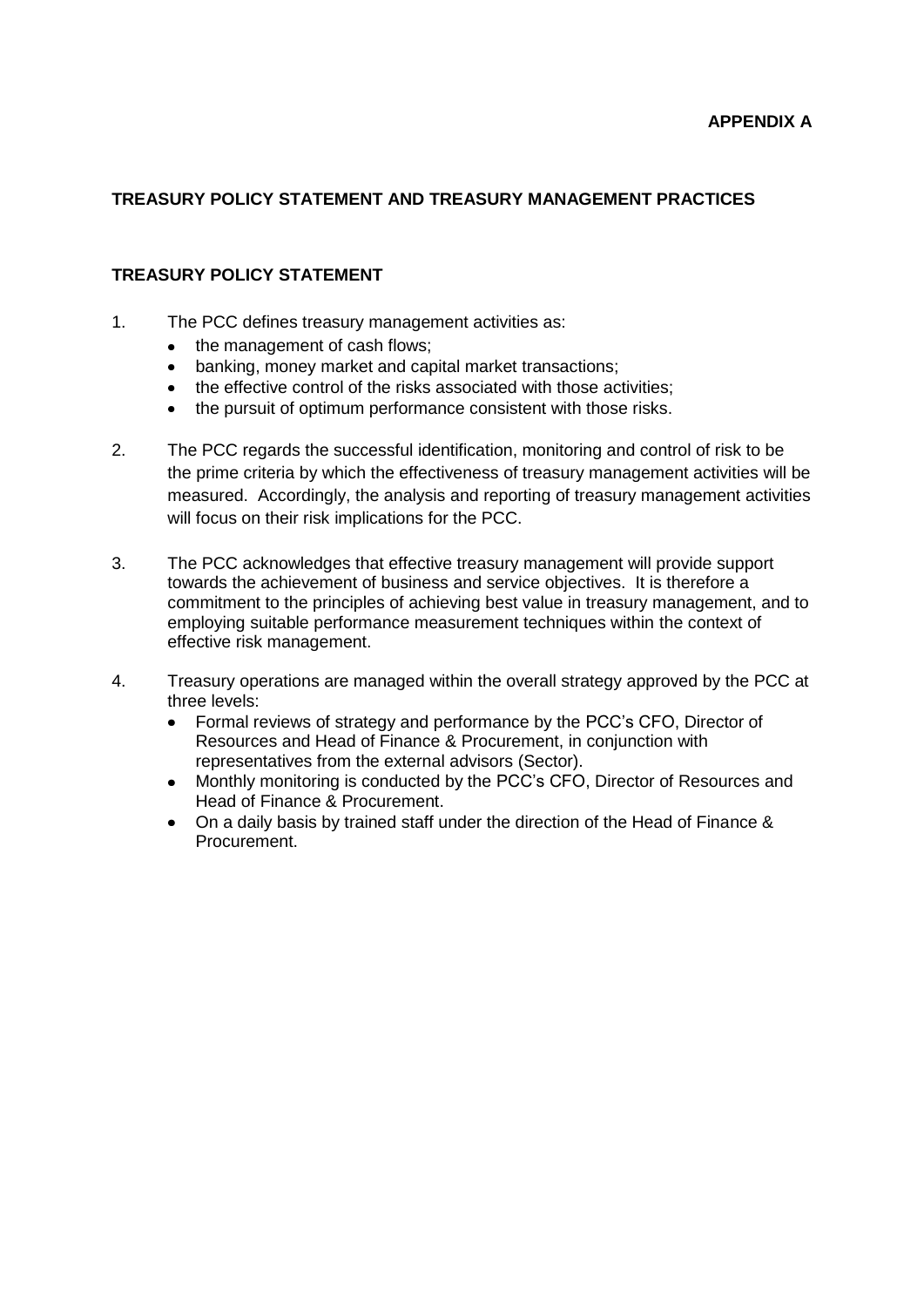**APPENDIX A**

## TREASURY POLICY STATEMENT AND TREASURY MANAGEMENT PRACTICES

### TREASURY POLICY STATEMENT

1. The PCC defines treasury management activities as:
   - the management of cash flows;
   - banking, money market and capital market transactions;
   - the effective control of the risks associated with those activities;
   - the pursuit of optimum performance consistent with those risks.

2. The PCC regards the successful identification, monitoring and control of risk to be the prime criteria by which the effectiveness of treasury management activities will be measured. Accordingly, the analysis and reporting of treasury management activities will focus on their risk implications for the PCC.

3. The PCC acknowledges that effective treasury management will provide support towards the achievement of business and service objectives. It is therefore a commitment to the principles of achieving best value in treasury management, and to employing suitable performance measurement techniques within the context of effective risk management.

4. Treasury operations are managed within the overall strategy approved by the PCC at three levels:
   - Formal reviews of strategy and performance by the PCC's CFO, Director of Resources and Head of Finance & Procurement, in conjunction with representatives from the external advisors (Sector).
   - Monthly monitoring is conducted by the PCC's CFO, Director of Resources and Head of Finance & Procurement.
   - On a daily basis by trained staff under the direction of the Head of Finance & Procurement.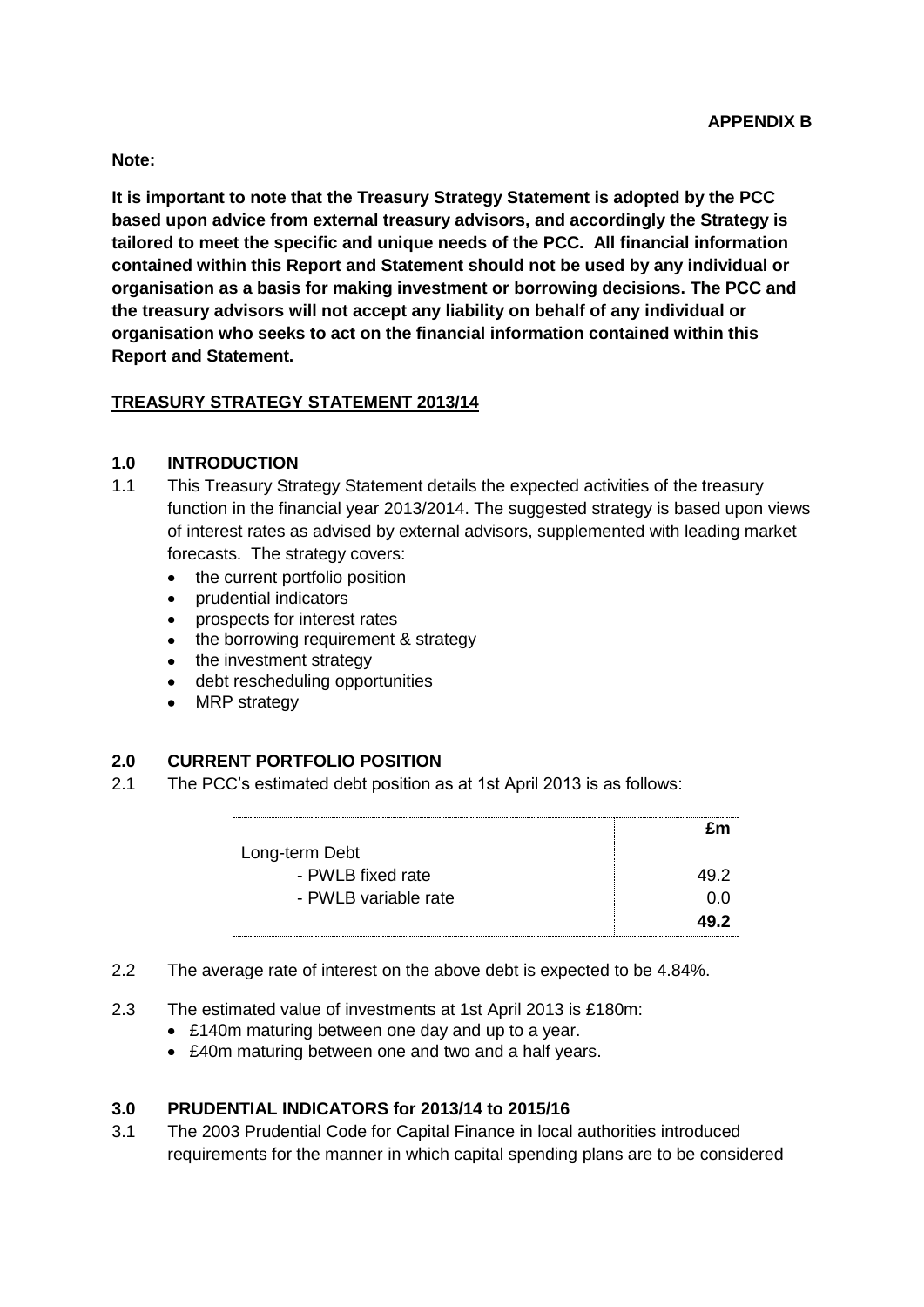**APPENDIX B**

**Note:**

**It is important to note that the Treasury Strategy Statement is adopted by the PCC based upon advice from external treasury advisors, and accordingly the Strategy is tailored to meet the specific and unique needs of the PCC. All financial information contained within this Report and Statement should not be used by any individual or organisation as a basis for making investment or borrowing decisions. The PCC and the treasury advisors will not accept any liability on behalf of any individual or organisation who seeks to act on the financial information contained within this Report and Statement.**

## TREASURY STRATEGY STATEMENT 2013/14

### 1.0 INTRODUCTION

1.1 This Treasury Strategy Statement details the expected activities of the treasury function in the financial year 2013/2014. The suggested strategy is based upon views of interest rates as advised by external advisors, supplemented with leading market forecasts. The strategy covers:

- the current portfolio position
- prudential indicators
- prospects for interest rates
- the borrowing requirement & strategy
- the investment strategy
- debt rescheduling opportunities
- MRP strategy

### 2.0 CURRENT PORTFOLIO POSITION

2.1 The PCC's estimated debt position as at 1st April 2013 is as follows:

| | **£m** |
|---|---|
| Long-term Debt | |
| - PWLB fixed rate | 49.2 |
| - PWLB variable rate | 0.0 |
| | **49.2** |

2.2 The average rate of interest on the above debt is expected to be 4.84%.

2.3 The estimated value of investments at 1st April 2013 is £180m:

- £140m maturing between one day and up to a year.
- £40m maturing between one and two and a half years.

### 3.0 PRUDENTIAL INDICATORS for 2013/14 to 2015/16

3.1 The 2003 Prudential Code for Capital Finance in local authorities introduced requirements for the manner in which capital spending plans are to be considered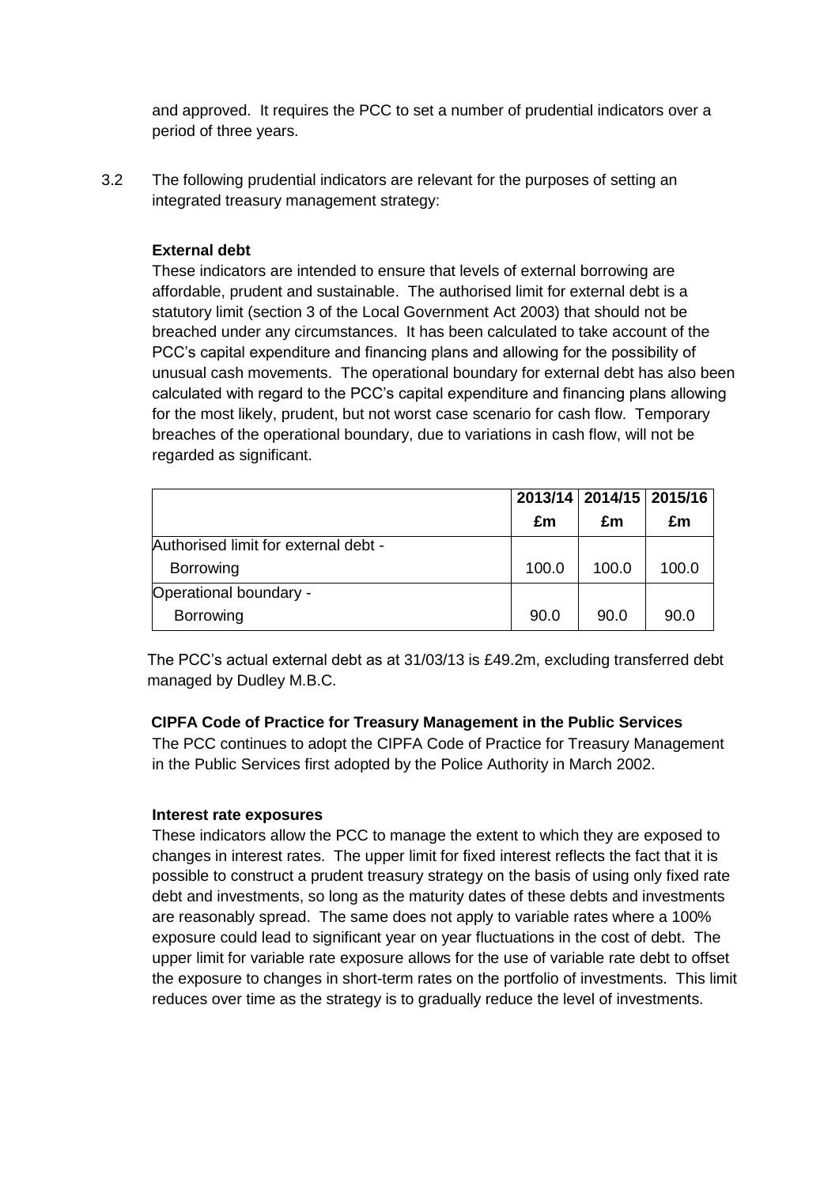and approved. It requires the PCC to set a number of prudential indicators over a period of three years.

3.2 The following prudential indicators are relevant for the purposes of setting an integrated treasury management strategy:

**External debt**

These indicators are intended to ensure that levels of external borrowing are affordable, prudent and sustainable. The authorised limit for external debt is a statutory limit (section 3 of the Local Government Act 2003) that should not be breached under any circumstances. It has been calculated to take account of the PCC's capital expenditure and financing plans and allowing for the possibility of unusual cash movements. The operational boundary for external debt has also been calculated with regard to the PCC's capital expenditure and financing plans allowing for the most likely, prudent, but not worst case scenario for cash flow. Temporary breaches of the operational boundary, due to variations in cash flow, will not be regarded as significant.

| | **2013/14** | **2014/15** | **2015/16** |
|---|---|---|---|
| | **£m** | **£m** | **£m** |
| Authorised limit for external debt - | | | |
| Borrowing | 100.0 | 100.0 | 100.0 |
| Operational boundary - | | | |
| Borrowing | 90.0 | 90.0 | 90.0 |

The PCC's actual external debt as at 31/03/13 is £49.2m, excluding transferred debt managed by Dudley M.B.C.

**CIPFA Code of Practice for Treasury Management in the Public Services**

The PCC continues to adopt the CIPFA Code of Practice for Treasury Management in the Public Services first adopted by the Police Authority in March 2002.

**Interest rate exposures**

These indicators allow the PCC to manage the extent to which they are exposed to changes in interest rates. The upper limit for fixed interest reflects the fact that it is possible to construct a prudent treasury strategy on the basis of using only fixed rate debt and investments, so long as the maturity dates of these debts and investments are reasonably spread. The same does not apply to variable rates where a 100% exposure could lead to significant year on year fluctuations in the cost of debt. The upper limit for variable rate exposure allows for the use of variable rate debt to offset the exposure to changes in short-term rates on the portfolio of investments. This limit reduces over time as the strategy is to gradually reduce the level of investments.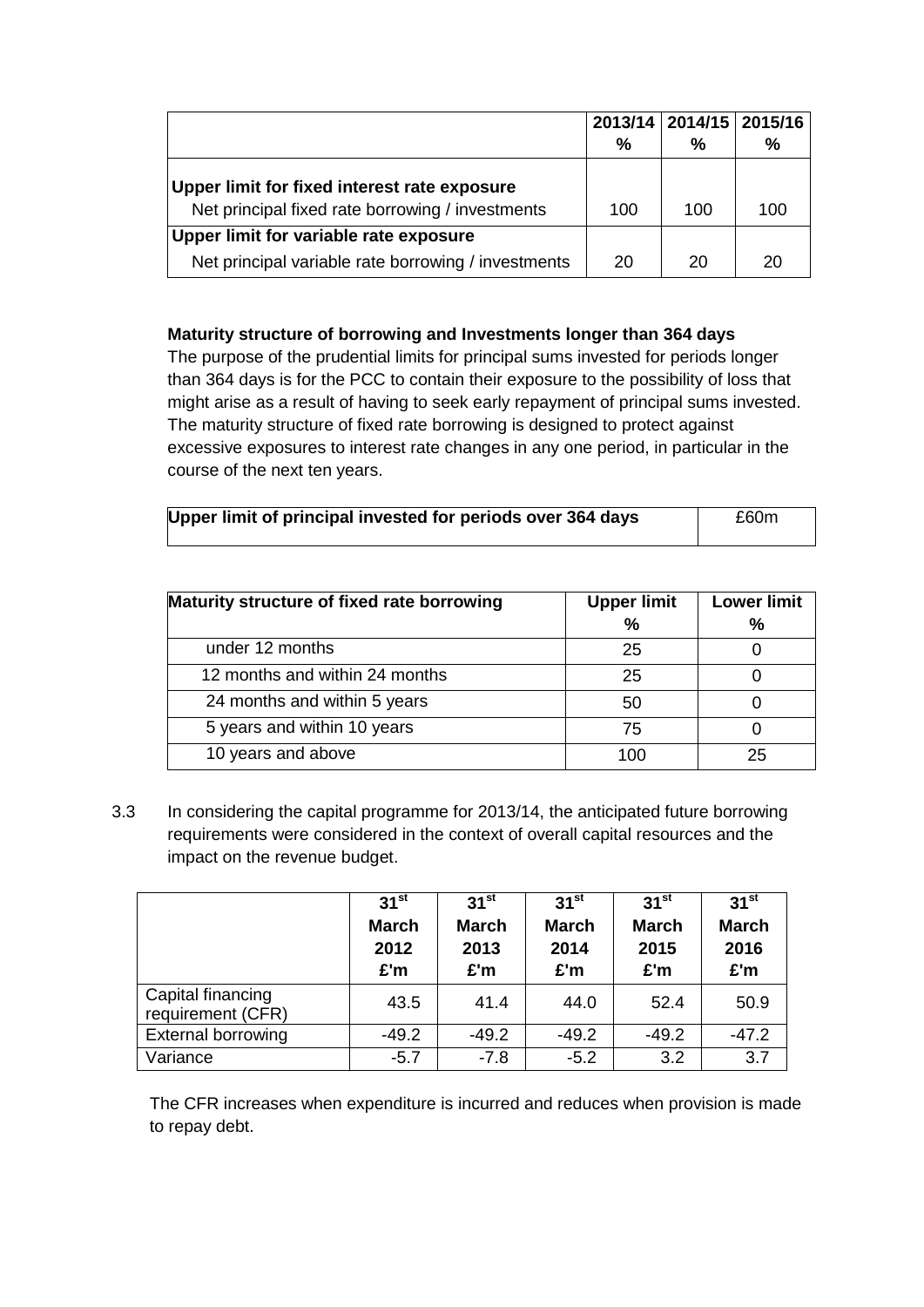| | 2013/14 % | 2014/15 % | 2015/16 % |
|---|---|---|---|
| **Upper limit for fixed interest rate exposure** | | | |
| Net principal fixed rate borrowing / investments | 100 | 100 | 100 |
| **Upper limit for variable rate exposure** | | | |
| Net principal variable rate borrowing / investments | 20 | 20 | 20 |

**Maturity structure of borrowing and Investments longer than 364 days**

The purpose of the prudential limits for principal sums invested for periods longer than 364 days is for the PCC to contain their exposure to the possibility of loss that might arise as a result of having to seek early repayment of principal sums invested. The maturity structure of fixed rate borrowing is designed to protect against excessive exposures to interest rate changes in any one period, in particular in the course of the next ten years.

| **Upper limit of principal invested for periods over 364 days** | £60m |
|---|---|

| **Maturity structure of fixed rate borrowing** | **Upper limit %** | **Lower limit %** |
|---|---|---|
| under 12 months | 25 | 0 |
| 12 months and within 24 months | 25 | 0 |
| 24 months and within 5 years | 50 | 0 |
| 5 years and within 10 years | 75 | 0 |
| 10 years and above | 100 | 25 |

3.3 In considering the capital programme for 2013/14, the anticipated future borrowing requirements were considered in the context of overall capital resources and the impact on the revenue budget.

| | 31st March 2012 £'m | 31st March 2013 £'m | 31st March 2014 £'m | 31st March 2015 £'m | 31st March 2016 £'m |
|---|---|---|---|---|---|
| Capital financing requirement (CFR) | 43.5 | 41.4 | 44.0 | 52.4 | 50.9 |
| External borrowing | -49.2 | -49.2 | -49.2 | -49.2 | -47.2 |
| Variance | -5.7 | -7.8 | -5.2 | 3.2 | 3.7 |

The CFR increases when expenditure is incurred and reduces when provision is made to repay debt.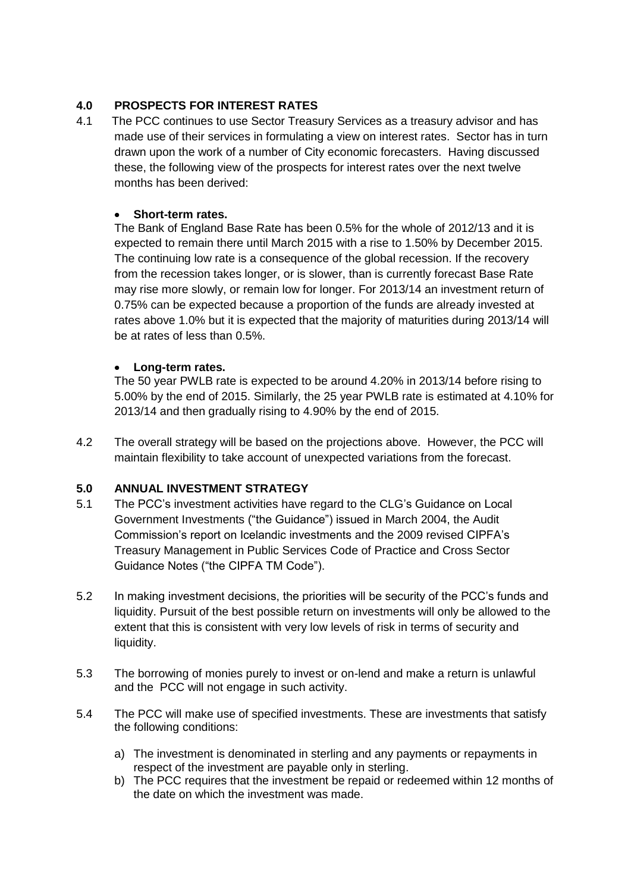## 4.0 PROSPECTS FOR INTEREST RATES

4.1 The PCC continues to use Sector Treasury Services as a treasury advisor and has made use of their services in formulating a view on interest rates. Sector has in turn drawn upon the work of a number of City economic forecasters. Having discussed these, the following view of the prospects for interest rates over the next twelve months has been derived:

- **Short-term rates.**

  The Bank of England Base Rate has been 0.5% for the whole of 2012/13 and it is expected to remain there until March 2015 with a rise to 1.50% by December 2015. The continuing low rate is a consequence of the global recession. If the recovery from the recession takes longer, or is slower, than is currently forecast Base Rate may rise more slowly, or remain low for longer. For 2013/14 an investment return of 0.75% can be expected because a proportion of the funds are already invested at rates above 1.0% but it is expected that the majority of maturities during 2013/14 will be at rates of less than 0.5%.

- **Long-term rates.**

  The 50 year PWLB rate is expected to be around 4.20% in 2013/14 before rising to 5.00% by the end of 2015. Similarly, the 25 year PWLB rate is estimated at 4.10% for 2013/14 and then gradually rising to 4.90% by the end of 2015.

4.2 The overall strategy will be based on the projections above. However, the PCC will maintain flexibility to take account of unexpected variations from the forecast.

## 5.0 ANNUAL INVESTMENT STRATEGY

5.1 The PCC's investment activities have regard to the CLG's Guidance on Local Government Investments ("the Guidance") issued in March 2004, the Audit Commission's report on Icelandic investments and the 2009 revised CIPFA's Treasury Management in Public Services Code of Practice and Cross Sector Guidance Notes ("the CIPFA TM Code").

5.2 In making investment decisions, the priorities will be security of the PCC's funds and liquidity. Pursuit of the best possible return on investments will only be allowed to the extent that this is consistent with very low levels of risk in terms of security and liquidity.

5.3 The borrowing of monies purely to invest or on-lend and make a return is unlawful and the PCC will not engage in such activity.

5.4 The PCC will make use of specified investments. These are investments that satisfy the following conditions:

a) The investment is denominated in sterling and any payments or repayments in respect of the investment are payable only in sterling.
b) The PCC requires that the investment be repaid or redeemed within 12 months of the date on which the investment was made.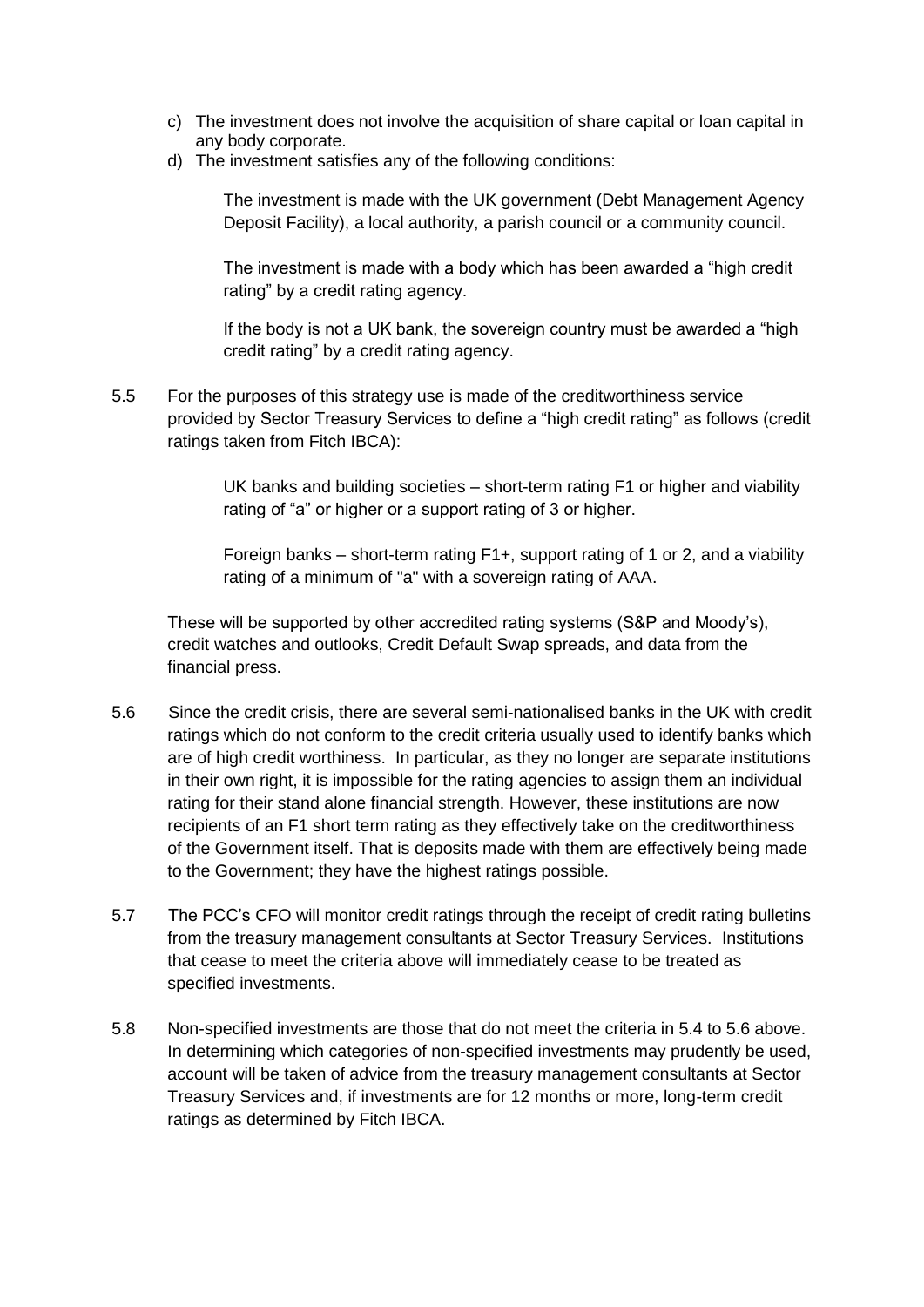c) The investment does not involve the acquisition of share capital or loan capital in any body corporate.
d) The investment satisfies any of the following conditions:

   The investment is made with the UK government (Debt Management Agency Deposit Facility), a local authority, a parish council or a community council.

   The investment is made with a body which has been awarded a "high credit rating" by a credit rating agency.

   If the body is not a UK bank, the sovereign country must be awarded a "high credit rating" by a credit rating agency.

5.5 For the purposes of this strategy use is made of the creditworthiness service provided by Sector Treasury Services to define a "high credit rating" as follows (credit ratings taken from Fitch IBCA):

   UK banks and building societies – short-term rating F1 or higher and viability rating of "a" or higher or a support rating of 3 or higher.

   Foreign banks – short-term rating F1+, support rating of 1 or 2, and a viability rating of a minimum of "a" with a sovereign rating of AAA.

These will be supported by other accredited rating systems (S&P and Moody's), credit watches and outlooks, Credit Default Swap spreads, and data from the financial press.

5.6 Since the credit crisis, there are several semi-nationalised banks in the UK with credit ratings which do not conform to the credit criteria usually used to identify banks which are of high credit worthiness. In particular, as they no longer are separate institutions in their own right, it is impossible for the rating agencies to assign them an individual rating for their stand alone financial strength. However, these institutions are now recipients of an F1 short term rating as they effectively take on the creditworthiness of the Government itself. That is deposits made with them are effectively being made to the Government; they have the highest ratings possible.

5.7 The PCC's CFO will monitor credit ratings through the receipt of credit rating bulletins from the treasury management consultants at Sector Treasury Services. Institutions that cease to meet the criteria above will immediately cease to be treated as specified investments.

5.8 Non-specified investments are those that do not meet the criteria in 5.4 to 5.6 above. In determining which categories of non-specified investments may prudently be used, account will be taken of advice from the treasury management consultants at Sector Treasury Services and, if investments are for 12 months or more, long-term credit ratings as determined by Fitch IBCA.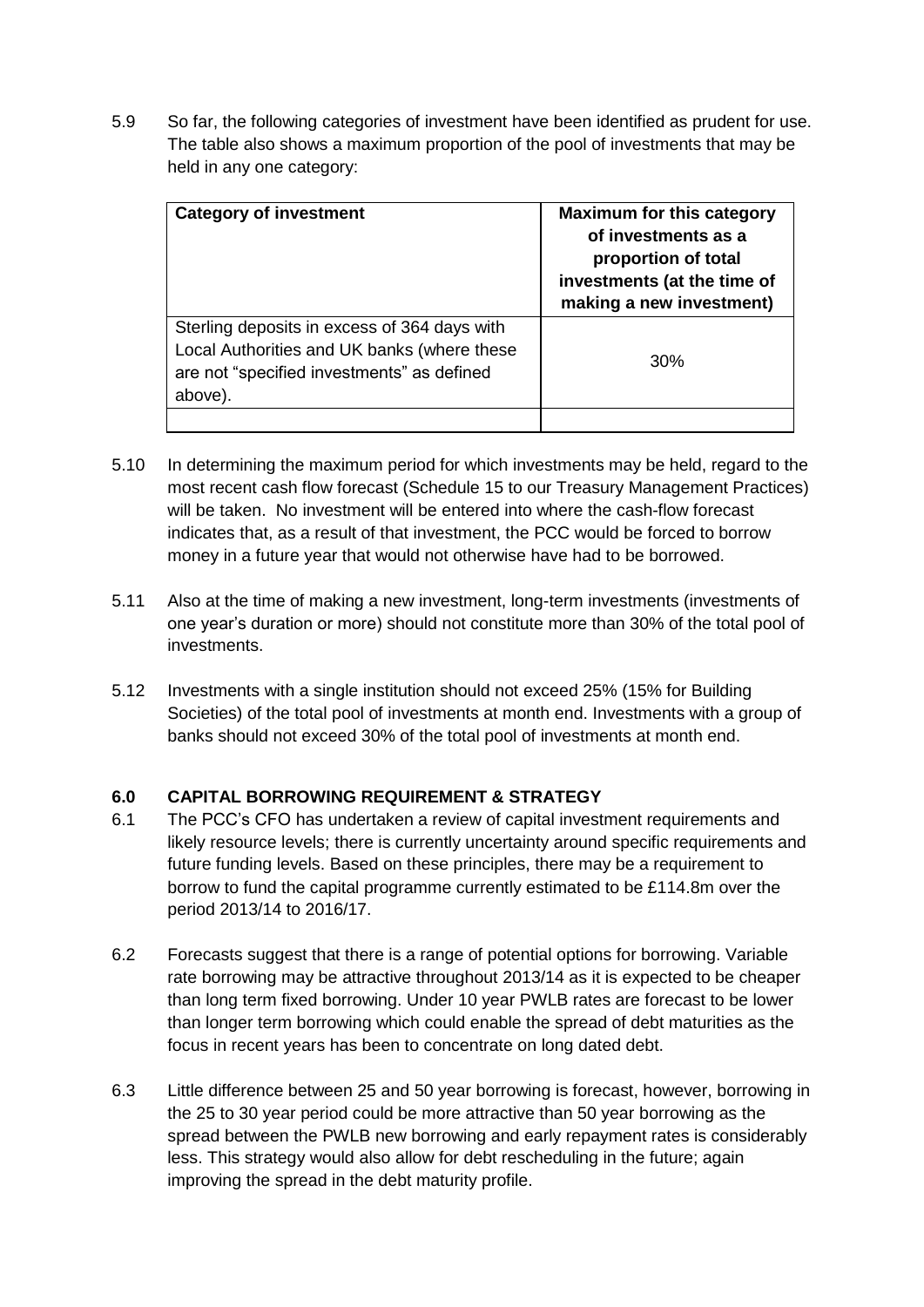5.9 So far, the following categories of investment have been identified as prudent for use. The table also shows a maximum proportion of the pool of investments that may be held in any one category:

| **Category of investment** | **Maximum for this category of investments as a proportion of total investments (at the time of making a new investment)** |
|---|---|
| Sterling deposits in excess of 364 days with Local Authorities and UK banks (where these are not "specified investments" as defined above). | 30% |
| | |

5.10 In determining the maximum period for which investments may be held, regard to the most recent cash flow forecast (Schedule 15 to our Treasury Management Practices) will be taken. No investment will be entered into where the cash-flow forecast indicates that, as a result of that investment, the PCC would be forced to borrow money in a future year that would not otherwise have had to be borrowed.

5.11 Also at the time of making a new investment, long-term investments (investments of one year's duration or more) should not constitute more than 30% of the total pool of investments.

5.12 Investments with a single institution should not exceed 25% (15% for Building Societies) of the total pool of investments at month end. Investments with a group of banks should not exceed 30% of the total pool of investments at month end.

## 6.0 CAPITAL BORROWING REQUIREMENT & STRATEGY

6.1 The PCC's CFO has undertaken a review of capital investment requirements and likely resource levels; there is currently uncertainty around specific requirements and future funding levels. Based on these principles, there may be a requirement to borrow to fund the capital programme currently estimated to be £114.8m over the period 2013/14 to 2016/17.

6.2 Forecasts suggest that there is a range of potential options for borrowing. Variable rate borrowing may be attractive throughout 2013/14 as it is expected to be cheaper than long term fixed borrowing. Under 10 year PWLB rates are forecast to be lower than longer term borrowing which could enable the spread of debt maturities as the focus in recent years has been to concentrate on long dated debt.

6.3 Little difference between 25 and 50 year borrowing is forecast, however, borrowing in the 25 to 30 year period could be more attractive than 50 year borrowing as the spread between the PWLB new borrowing and early repayment rates is considerably less. This strategy would also allow for debt rescheduling in the future; again improving the spread in the debt maturity profile.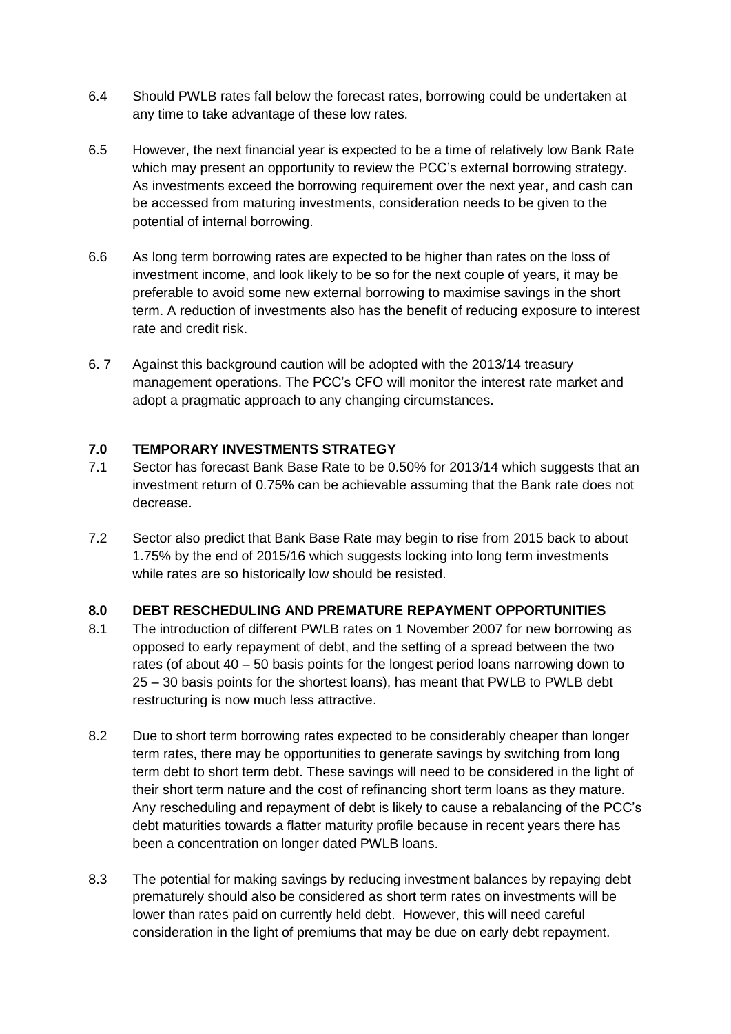6.4 Should PWLB rates fall below the forecast rates, borrowing could be undertaken at any time to take advantage of these low rates.

6.5 However, the next financial year is expected to be a time of relatively low Bank Rate which may present an opportunity to review the PCC's external borrowing strategy. As investments exceed the borrowing requirement over the next year, and cash can be accessed from maturing investments, consideration needs to be given to the potential of internal borrowing.

6.6 As long term borrowing rates are expected to be higher than rates on the loss of investment income, and look likely to be so for the next couple of years, it may be preferable to avoid some new external borrowing to maximise savings in the short term. A reduction of investments also has the benefit of reducing exposure to interest rate and credit risk.

6. 7 Against this background caution will be adopted with the 2013/14 treasury management operations. The PCC's CFO will monitor the interest rate market and adopt a pragmatic approach to any changing circumstances.

## 7.0 TEMPORARY INVESTMENTS STRATEGY

7.1 Sector has forecast Bank Base Rate to be 0.50% for 2013/14 which suggests that an investment return of 0.75% can be achievable assuming that the Bank rate does not decrease.

7.2 Sector also predict that Bank Base Rate may begin to rise from 2015 back to about 1.75% by the end of 2015/16 which suggests locking into long term investments while rates are so historically low should be resisted.

## 8.0 DEBT RESCHEDULING AND PREMATURE REPAYMENT OPPORTUNITIES

8.1 The introduction of different PWLB rates on 1 November 2007 for new borrowing as opposed to early repayment of debt, and the setting of a spread between the two rates (of about 40 – 50 basis points for the longest period loans narrowing down to 25 – 30 basis points for the shortest loans), has meant that PWLB to PWLB debt restructuring is now much less attractive.

8.2 Due to short term borrowing rates expected to be considerably cheaper than longer term rates, there may be opportunities to generate savings by switching from long term debt to short term debt. These savings will need to be considered in the light of their short term nature and the cost of refinancing short term loans as they mature. Any rescheduling and repayment of debt is likely to cause a rebalancing of the PCC's debt maturities towards a flatter maturity profile because in recent years there has been a concentration on longer dated PWLB loans.

8.3 The potential for making savings by reducing investment balances by repaying debt prematurely should also be considered as short term rates on investments will be lower than rates paid on currently held debt. However, this will need careful consideration in the light of premiums that may be due on early debt repayment.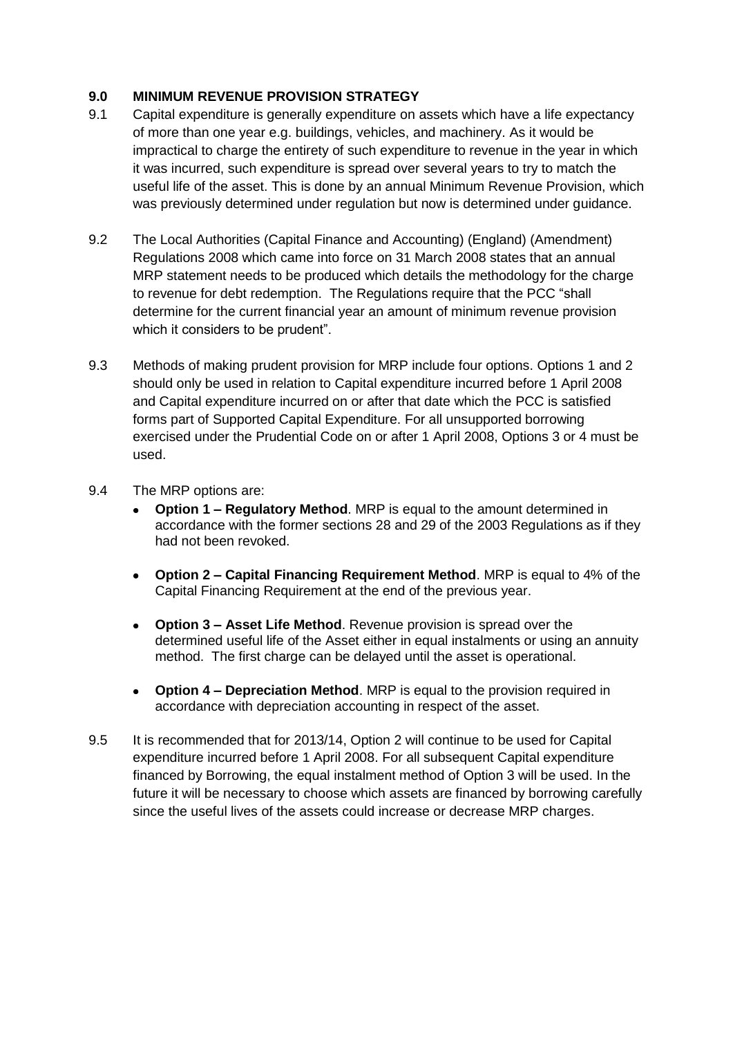## 9.0 MINIMUM REVENUE PROVISION STRATEGY

9.1 Capital expenditure is generally expenditure on assets which have a life expectancy of more than one year e.g. buildings, vehicles, and machinery. As it would be impractical to charge the entirety of such expenditure to revenue in the year in which it was incurred, such expenditure is spread over several years to try to match the useful life of the asset. This is done by an annual Minimum Revenue Provision, which was previously determined under regulation but now is determined under guidance.

9.2 The Local Authorities (Capital Finance and Accounting) (England) (Amendment) Regulations 2008 which came into force on 31 March 2008 states that an annual MRP statement needs to be produced which details the methodology for the charge to revenue for debt redemption. The Regulations require that the PCC "shall determine for the current financial year an amount of minimum revenue provision which it considers to be prudent".

9.3 Methods of making prudent provision for MRP include four options. Options 1 and 2 should only be used in relation to Capital expenditure incurred before 1 April 2008 and Capital expenditure incurred on or after that date which the PCC is satisfied forms part of Supported Capital Expenditure. For all unsupported borrowing exercised under the Prudential Code on or after 1 April 2008, Options 3 or 4 must be used.

9.4 The MRP options are:

- **Option 1 – Regulatory Method**. MRP is equal to the amount determined in accordance with the former sections 28 and 29 of the 2003 Regulations as if they had not been revoked.
- **Option 2 – Capital Financing Requirement Method**. MRP is equal to 4% of the Capital Financing Requirement at the end of the previous year.
- **Option 3 – Asset Life Method**. Revenue provision is spread over the determined useful life of the Asset either in equal instalments or using an annuity method. The first charge can be delayed until the asset is operational.
- **Option 4 – Depreciation Method**. MRP is equal to the provision required in accordance with depreciation accounting in respect of the asset.

9.5 It is recommended that for 2013/14, Option 2 will continue to be used for Capital expenditure incurred before 1 April 2008. For all subsequent Capital expenditure financed by Borrowing, the equal instalment method of Option 3 will be used. In the future it will be necessary to choose which assets are financed by borrowing carefully since the useful lives of the assets could increase or decrease MRP charges.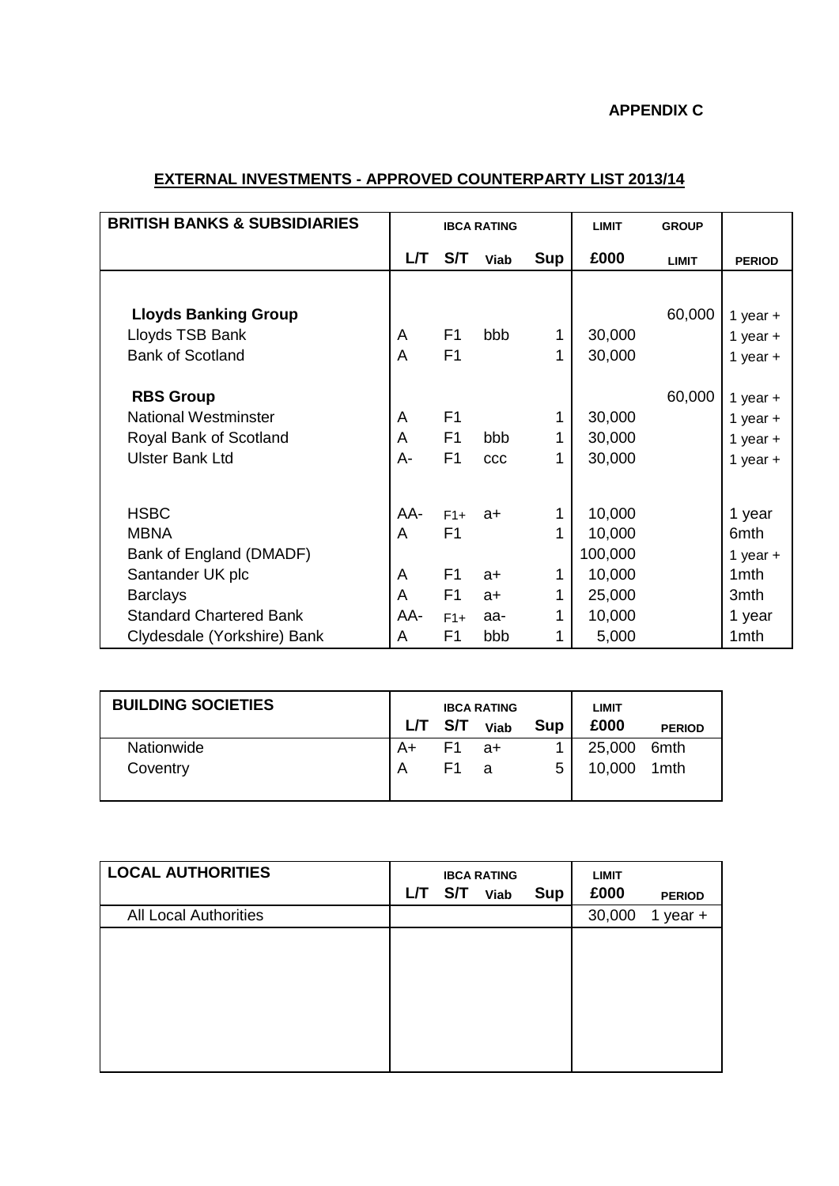**APPENDIX C**

## EXTERNAL INVESTMENTS - APPROVED COUNTERPARTY LIST 2013/14

| BRITISH BANKS & SUBSIDIARIES | IBCA RATING | | | | LIMIT | GROUP | |
|---|---|---|---|---|---|---|---|
| | L/T | S/T | Viab | Sup | £000 | LIMIT | PERIOD |
| **Lloyds Banking Group** | | | | | | 60,000 | 1 year + |
| Lloyds TSB Bank | A | F1 | bbb | 1 | 30,000 | | 1 year + |
| Bank of Scotland | A | F1 | | 1 | 30,000 | | 1 year + |
| **RBS Group** | | | | | | 60,000 | 1 year + |
| National Westminster | A | F1 | | 1 | 30,000 | | 1 year + |
| Royal Bank of Scotland | A | F1 | bbb | 1 | 30,000 | | 1 year + |
| Ulster Bank Ltd | A- | F1 | ccc | 1 | 30,000 | | 1 year + |
| HSBC | AA- | F1+ | a+ | 1 | 10,000 | | 1 year |
| MBNA | A | F1 | | 1 | 10,000 | | 6mth |
| Bank of England (DMADF) | | | | | 100,000 | | 1 year + |
| Santander UK plc | A | F1 | a+ | 1 | 10,000 | | 1mth |
| Barclays | A | F1 | a+ | 1 | 25,000 | | 3mth |
| Standard Chartered Bank | AA- | F1+ | aa- | 1 | 10,000 | | 1 year |
| Clydesdale (Yorkshire) Bank | A | F1 | bbb | 1 | 5,000 | | 1mth |

| BUILDING SOCIETIES | IBCA RATING | | | | LIMIT | |
|---|---|---|---|---|---|---|
| | L/T | S/T | Viab | Sup | £000 | PERIOD |
| Nationwide | A+ | F1 | a+ | 1 | 25,000 | 6mth |
| Coventry | A | F1 | a | 5 | 10,000 | 1mth |

| LOCAL AUTHORITIES | IBCA RATING | | | | LIMIT | |
|---|---|---|---|---|---|---|
| | L/T | S/T | Viab | Sup | £000 | PERIOD |
| All Local Authorities | | | | | 30,000 | 1 year + |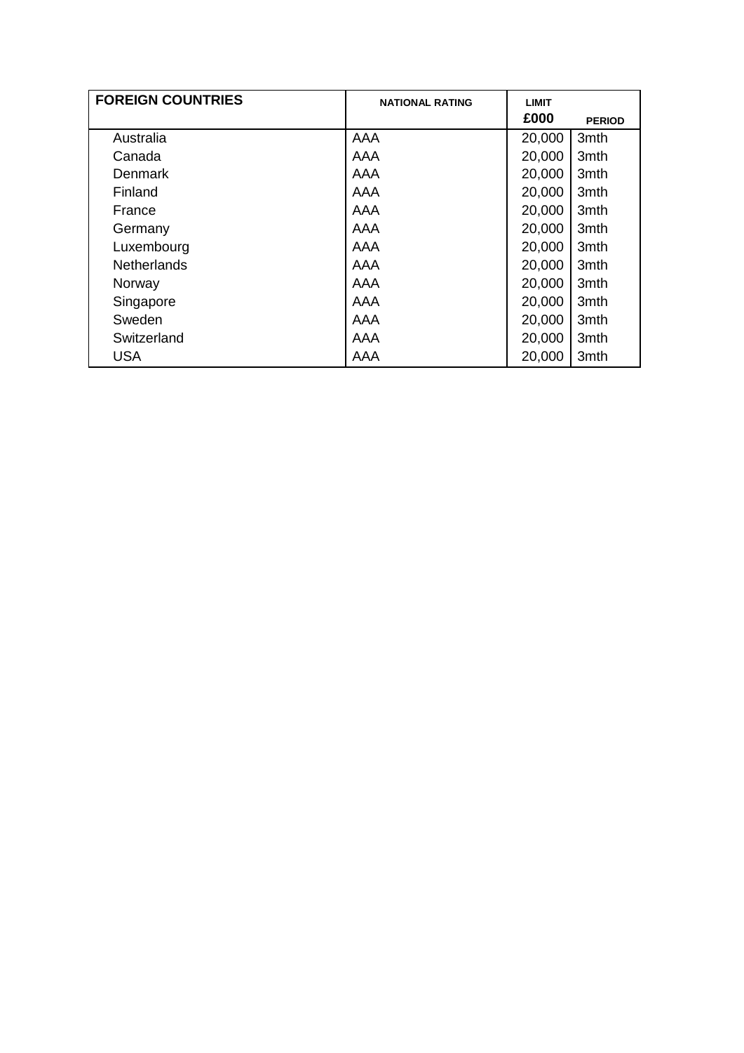| FOREIGN COUNTRIES | NATIONAL RATING | LIMIT £000 | PERIOD |
|---|---|---|---|
| Australia | AAA | 20,000 | 3mth |
| Canada | AAA | 20,000 | 3mth |
| Denmark | AAA | 20,000 | 3mth |
| Finland | AAA | 20,000 | 3mth |
| France | AAA | 20,000 | 3mth |
| Germany | AAA | 20,000 | 3mth |
| Luxembourg | AAA | 20,000 | 3mth |
| Netherlands | AAA | 20,000 | 3mth |
| Norway | AAA | 20,000 | 3mth |
| Singapore | AAA | 20,000 | 3mth |
| Sweden | AAA | 20,000 | 3mth |
| Switzerland | AAA | 20,000 | 3mth |
| USA | AAA | 20,000 | 3mth |